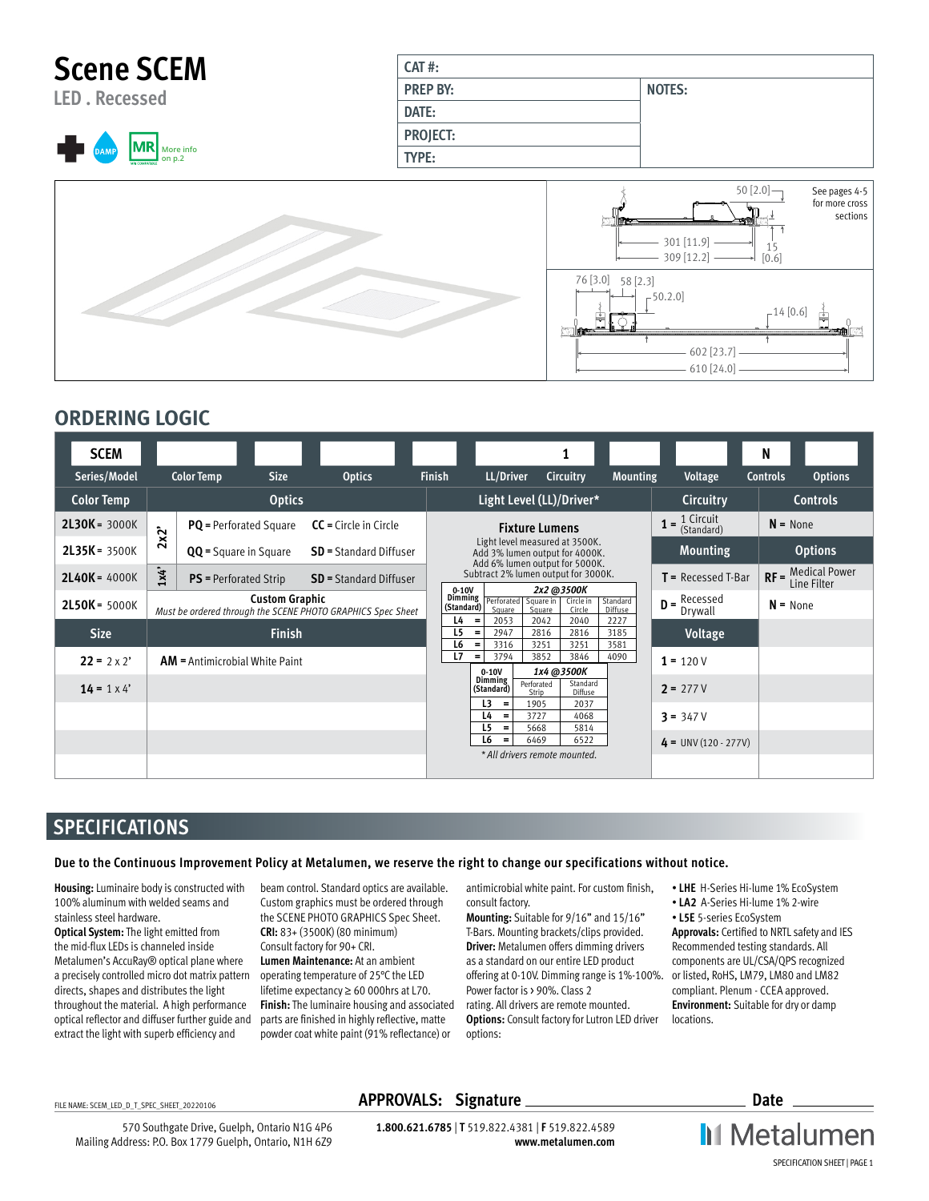# Scene SCEM

**LED . Recessed**

DAMP | MR More info on p.2

| CAT #: | |
|---|---|
| PREP BY: | NOTES: |
| DATE: | |
| PROJECT: | |
| TYPE: | |

50 [2.0] | See pages 4-5 for more cross sections | 301 [11.9] | 309 [12.2] | 15 [0.6]

76 [3.0] | 58 [2.3] | 50.2.0] | 14 [0.6] | 602 [23.7] | 610 [24.0]

## ORDERING LOGIC

| SCEM | | | | | | 1 | | | N | |
|---|---|---|---|---|---|---|---|---|---|---|
| Series/Model | Color Temp | Size | Optics | Finish | LL/Driver | Circuitry | Mounting | Voltage | Controls | Options |

**Color Temp**
- **2L30K** = 3000K
- **2L35K** = 3500K
- **2L40K** = 4000K
- **2L50K** = 5000K

**Size**
- **22** = 2 x 2'
- **14** = 1 x 4'

**Optics**

2x2':
- **PQ** = Perforated Square
- **CC** = Circle in Circle
- **QQ** = Square in Square
- **SD** = Standard Diffuser

1x4':
- **PS** = Perforated Strip
- **SD** = Standard Diffuser

**Custom Graphic**
*Must be ordered through the SCENE PHOTO GRAPHICS Spec Sheet*

**Finish**
- **AM** = Antimicrobial White Paint

**Light Level (LL)/Driver***

**Fixture Lumens**

Light level measured at 3500K.
Add 3% lumen output for 4000K.
Add 6% lumen output for 5000K.
Subtract 2% lumen output for 3000K.

| 0-10V Dimming (Standard) | | 2x2 @3500K Perforated Square | Square in Square | Circle in Circle | Standard Diffuse |
|---|---|---|---|---|---|
| L4 | = | 2053 | 2042 | 2040 | 2227 |
| L5 | = | 2947 | 2816 | 2816 | 3185 |
| L6 | = | 3316 | 3251 | 3251 | 3581 |
| L7 | = | 3794 | 3852 | 3846 | 4090 |

| 0-10V Dimming (Standard) | | 1x4 @3500K Perforated Strip | Standard Diffuse |
|---|---|---|---|
| L3 | = | 1905 | 2037 |
| L4 | = | 3727 | 4068 |
| L5 | = | 5668 | 5814 |
| L6 | = | 6469 | 6522 |

*\* All drivers remote mounted.*

**Circuitry**
- **1** = 1 Circuit (Standard)

**Mounting**
- **T** = Recessed T-Bar
- **D** = Recessed Drywall

**Voltage**
- **1** = 120 V
- **2** = 277 V
- **3** = 347 V
- **4** = UNV (120 - 277V)

**Controls**
- **N** = None

**Options**
- **RF** = Medical Power Line Filter
- **N** = None

## SPECIFICATIONS

**Due to the Continuous Improvement Policy at Metalumen, we reserve the right to change our specifications without notice.**

**Housing:** Luminaire body is constructed with 100% aluminum with welded seams and stainless steel hardware.
**Optical System:** The light emitted from the mid-flux LEDs is channeled inside Metalumen's AccuRay® optical plane where a precisely controlled micro dot matrix pattern directs, shapes and distributes the light throughout the material. A high performance optical reflector and diffuser further guide and extract the light with superb efficiency and beam control. Standard optics are available. Custom graphics must be ordered through the SCENE PHOTO GRAPHICS Spec Sheet.
**CRI:** 83+ (3500K) (80 minimum) Consult factory for 90+ CRI.
**Lumen Maintenance:** At an ambient operating temperature of 25°C the LED lifetime expectancy ≥ 60 000hrs at L70.
**Finish:** The luminaire housing and associated parts are finished in highly reflective, matte powder coat white paint (91% reflectance) or antimicrobial white paint. For custom finish, consult factory.
**Mounting:** Suitable for 9/16" and 15/16" T-Bars. Mounting brackets/clips provided.
**Driver:** Metalumen offers dimming drivers as a standard on our entire LED product offering at 0-10V. Dimming range is 1%-100%. Power factor is › 90%. Class 2 rating. All drivers are remote mounted.
**Options:** Consult factory for Lutron LED driver options:
- **LHE** H-Series Hi-lume 1% EcoSystem
- **LA2** A-Series Hi-lume 1% 2-wire
- **L5E** 5-series EcoSystem

**Approvals:** Certified to NRTL safety and IES Recommended testing standards. All components are UL/CSA/QPS recognized or listed, RoHS, LM79, LM80 and LM82 compliant. Plenum - CCEA approved.
**Environment:** Suitable for dry or damp locations.

FILE NAME: SCEM_LED_D_T_SPEC_SHEET_20220106

**APPROVALS: Signature** ______________________ **Date** __________

570 Southgate Drive, Guelph, Ontario N1G 4P6
Mailing Address: P.O. Box 1779 Guelph, Ontario, N1H 6Z9

**1.800.621.6785** | **T** 519.822.4381 | **F** 519.822.4589
**www.metalumen.com**

Metalumen

SPECIFICATION SHEET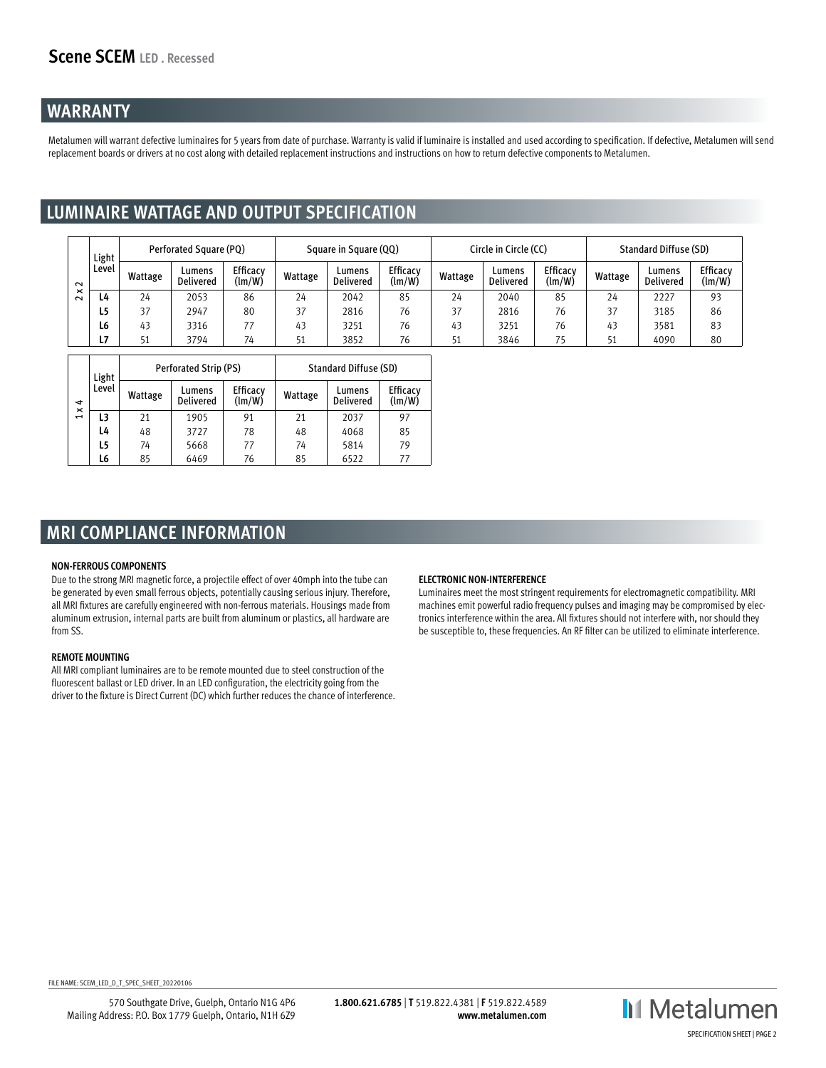## WARRANTY

Metalumen will warrant defective luminaires for 5 years from date of purchase. Warranty is valid if luminaire is installed and used according to specification. If defective, Metalumen will send replacement boards or drivers at no cost along with detailed replacement instructions and instructions on how to return defective components to Metalumen.

## LUMINAIRE WATTAGE AND OUTPUT SPECIFICATION

| 2 x 2 | Light Level | Perforated Square (PQ) | | | Square in Square (QQ) | | | Circle in Circle (CC) | | | Standard Diffuse (SD) | | |
|---|---|---|---|---|---|---|---|---|---|---|---|---|---|
| | | Wattage | Lumens Delivered | Efficacy (lm/W) | Wattage | Lumens Delivered | Efficacy (lm/W) | Wattage | Lumens Delivered | Efficacy (lm/W) | Wattage | Lumens Delivered | Efficacy (lm/W) |
| | L4 | 24 | 2053 | 86 | 24 | 2042 | 85 | 24 | 2040 | 85 | 24 | 2227 | 93 |
| | L5 | 37 | 2947 | 80 | 37 | 2816 | 76 | 37 | 2816 | 76 | 37 | 3185 | 86 |
| | L6 | 43 | 3316 | 77 | 43 | 3251 | 76 | 43 | 3251 | 76 | 43 | 3581 | 83 |
| | L7 | 51 | 3794 | 74 | 51 | 3852 | 76 | 51 | 3846 | 75 | 51 | 4090 | 80 |

| 1 x 4 | Light Level | Perforated Strip (PS) | | | Standard Diffuse (SD) | | |
|---|---|---|---|---|---|---|---|
| | | Wattage | Lumens Delivered | Efficacy (lm/W) | Wattage | Lumens Delivered | Efficacy (lm/W) |
| | L3 | 21 | 1905 | 91 | 21 | 2037 | 97 |
| | L4 | 48 | 3727 | 78 | 48 | 4068 | 85 |
| | L5 | 74 | 5668 | 77 | 74 | 5814 | 79 |
| | L6 | 85 | 6469 | 76 | 85 | 6522 | 77 |

## MRI COMPLIANCE INFORMATION

**NON-FERROUS COMPONENTS**

Due to the strong MRI magnetic force, a projectile effect of over 40mph into the tube can be generated by even small ferrous objects, potentially causing serious injury. Therefore, all MRI fixtures are carefully engineered with non-ferrous materials. Housings made from aluminum extrusion, internal parts are built from aluminum or plastics, all hardware are from SS.

**REMOTE MOUNTING**

All MRI compliant luminaires are to be remote mounted due to steel construction of the fluorescent ballast or LED driver. In an LED configuration, the electricity going from the driver to the fixture is Direct Current (DC) which further reduces the chance of interference.

**ELECTRONIC NON-INTERFERENCE**

Luminaires meet the most stringent requirements for electromagnetic compatibility. MRI machines emit powerful radio frequency pulses and imaging may be compromised by electronics interference within the area. All fixtures should not interfere with, nor should they be susceptible to, these frequencies. An RF filter can be utilized to eliminate interference.

FILE NAME: SCEM_LED_D_T_SPEC_SHEET_20220106

570 Southgate Drive, Guelph, Ontario N1G 4P6
Mailing Address: P.O. Box 1779 Guelph, Ontario, N1H 6Z9

**1.800.621.6785** | **T** 519.822.4381 | **F** 519.822.4589
**www.metalumen.com**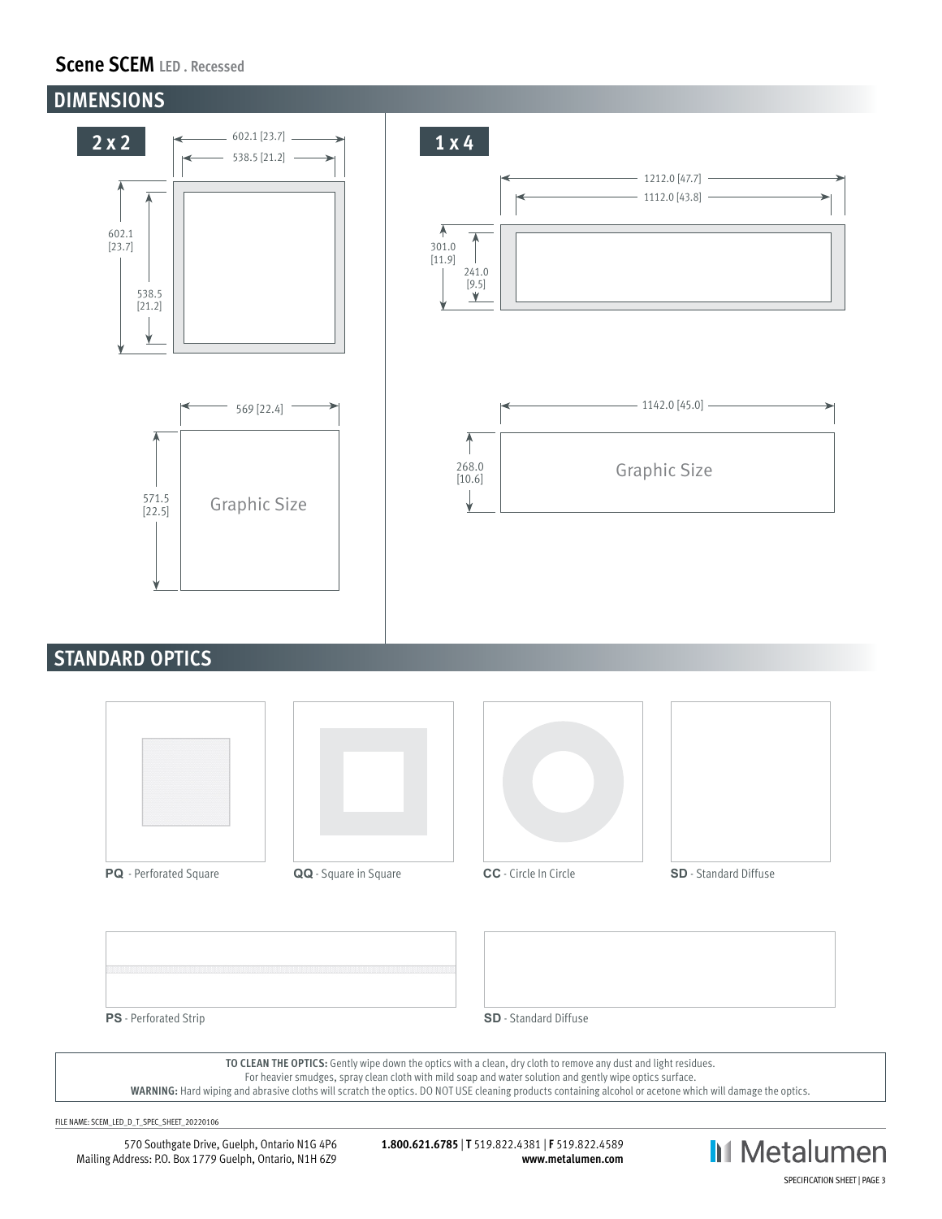# Scene SCEM LED . Recessed

## DIMENSIONS

### 2 x 2

602.1 [23.7]

538.5 [21.2]

602.1 [23.7]

538.5 [21.2]

569 [22.4]

571.5 [22.5]

Graphic Size

### 1 x 4

1212.0 [47.7]

1112.0 [43.8]

301.0 [11.9]

241.0 [9.5]

1142.0 [45.0]

268.0 [10.6]

Graphic Size

## STANDARD OPTICS

**PQ** - Perforated Square

**QQ** - Square in Square

**CC** - Circle In Circle

**SD** - Standard Diffuse

**PS** - Perforated Strip

**SD** - Standard Diffuse

**TO CLEAN THE OPTICS:** Gently wipe down the optics with a clean, dry cloth to remove any dust and light residues.
For heavier smudges, spray clean cloth with mild soap and water solution and gently wipe optics surface.
**WARNING:** Hard wiping and abrasive cloths will scratch the optics. DO NOT USE cleaning products containing alcohol or acetone which will damage the optics.

FILE NAME: SCEM_LED_D_T_SPEC_SHEET_20220106

570 Southgate Drive, Guelph, Ontario N1G 4P6
Mailing Address: P.O. Box 1779 Guelph, Ontario, N1H 6Z9

**1.800.621.6785** | **T** 519.822.4381 | **F** 519.822.4589
**www.metalumen.com**

Metalumen

SPECIFICATION SHEET | PAGE 3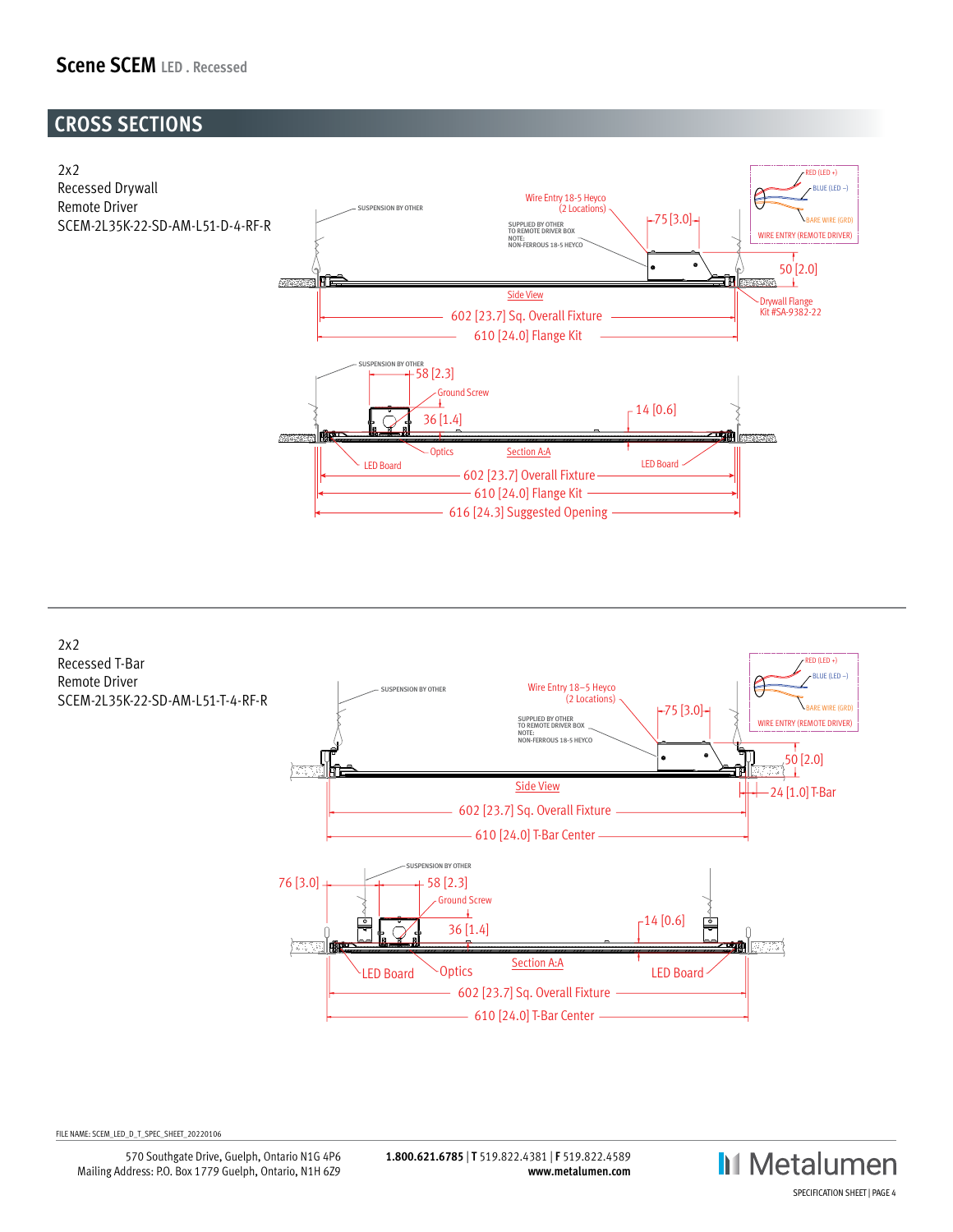# Scene SCEM LED . Recessed

## CROSS SECTIONS

2x2
Recessed Drywall
Remote Driver
SCEM-2L35K-22-SD-AM-L51-D-4-RF-R

SUSPENSION BY OTHER

Wire Entry 18-5 Heyco (2 Locations)

SUPPLIED BY OTHER TO REMOTE DRIVER BOX
NOTE: NON-FERROUS 18-5 HEYCO

75 [3.0]

RED (LED +)
BLUE (LED –)
BARE WIRE (GRD)
WIRE ENTRY (REMOTE DRIVER)

50 [2.0]

Side View

Drywall Flange Kit #SA-9382-22

602 [23.7] Sq. Overall Fixture
610 [24.0] Flange Kit

SUSPENSION BY OTHER

58 [2.3]
Ground Screw
36 [1.4]
14 [0.6]

LED Board
Optics
Section A:A
LED Board

602 [23.7] Sq. Overall Fixture
610 [24.0] Flange Kit
616 [24.3] Suggested Opening

---

2x2
Recessed T-Bar
Remote Driver
SCEM-2L35K-22-SD-AM-L51-T-4-RF-R

SUSPENSION BY OTHER

Wire Entry 18–5 Heyco (2 Locations)

SUPPLIED BY OTHER TO REMOTE DRIVER BOX
NOTE: NON-FERROUS 18-5 HEYCO

75 [3.0]

RED (LED +)
BLUE (LED –)
BARE WIRE (GRD)
WIRE ENTRY (REMOTE DRIVER)

50 [2.0]

Side View

24 [1.0] T-Bar

602 [23.7] Sq. Overall Fixture
610 [24.0] T-Bar Center

SUSPENSION BY OTHER

76 [3.0]
58 [2.3]
Ground Screw
36 [1.4]
14 [0.6]

LED Board
Optics
Section A:A
LED Board

602 [23.7] Sq. Overall Fixture
610 [24.0] T-Bar Center

FILE NAME: SCEM_LED_D_T_SPEC_SHEET_20220106

570 Southgate Drive, Guelph, Ontario N1G 4P6
Mailing Address: P.O. Box 1779 Guelph, Ontario, N1H 6Z9

**1.800.621.6785** | **T** 519.822.4381 | **F** 519.822.4589
**www.metalumen.com**

Metalumen
SPECIFICATION SHEET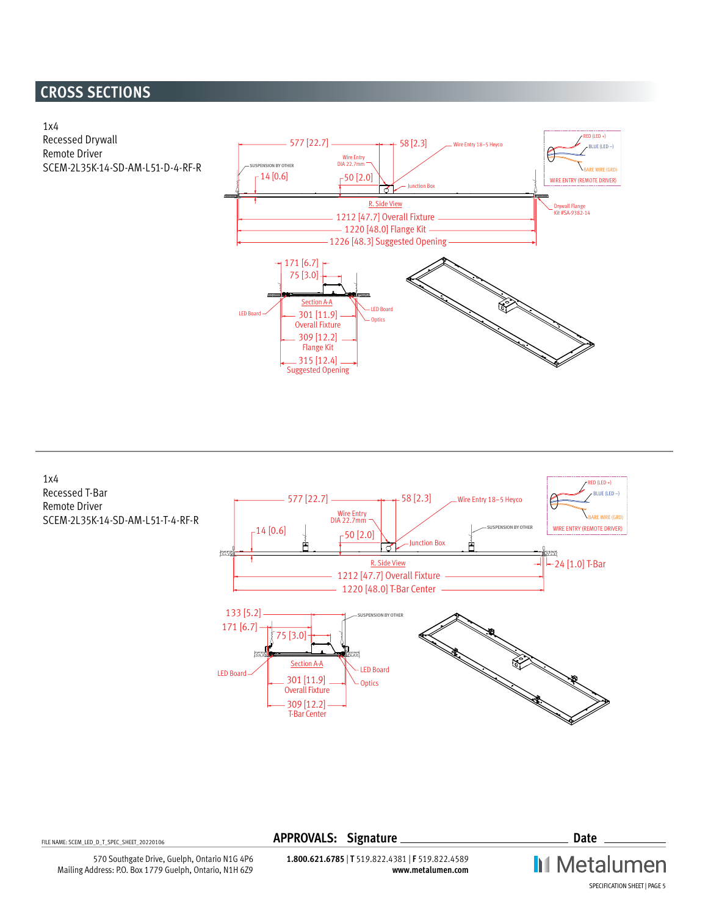## CROSS SECTIONS

1x4
Recessed Drywall
Remote Driver
SCEM-2L35K-14-SD-AM-L51-D-4-RF-R

577 [22.7]
58 [2.3]
Wire Entry 18–5 Heyco
SUSPENSION BY OTHER
Wire Entry DIA 22.7mm
14 [0.6]
50 [2.0]
Junction Box
R. Side View
1212 [47.7] Overall Fixture
1220 [48.0] Flange Kit
1226 [48.3] Suggested Opening
Drywall Flange Kit #SA-9382-14

RED (LED +)
BLUE (LED –)
BARE WIRE (GRD)
WIRE ENTRY (REMOTE DRIVER)

171 [6.7]
75 [3.0]
Section A-A
LED Board
LED Board
Optics
301 [11.9] Overall Fixture
309 [12.2] Flange Kit
315 [12.4] Suggested Opening

1x4
Recessed T-Bar
Remote Driver
SCEM-2L35K-14-SD-AM-L51-T-4-RF-R

577 [22.7]
58 [2.3]
Wire Entry 18–5 Heyco
Wire Entry DIA 22.7mm
SUSPENSION BY OTHER
14 [0.6]
50 [2.0]
Junction Box
R. Side View
24 [1.0] T-Bar
1212 [47.7] Overall Fixture
1220 [48.0] T-Bar Center

RED (LED +)
BLUE (LED –)
BARE WIRE (GRD)
WIRE ENTRY (REMOTE DRIVER)

133 [5.2]
171 [6.7]
75 [3.0]
SUSPENSION BY OTHER
Section A-A
LED Board
LED Board
Optics
301 [11.9] Overall Fixture
309 [12.2] T-Bar Center

FILE NAME: SCEM_LED_D_T_SPEC_SHEET_20220106

**APPROVALS: Signature** ____________________ **Date** __________

570 Southgate Drive, Guelph, Ontario N1G 4P6
Mailing Address: P.O. Box 1779 Guelph, Ontario, N1H 6Z9

**1.800.621.6785** | **T** 519.822.4381 | **F** 519.822.4589
**www.metalumen.com**

Metalumen

SPECIFICATION SHEET | PAGE 5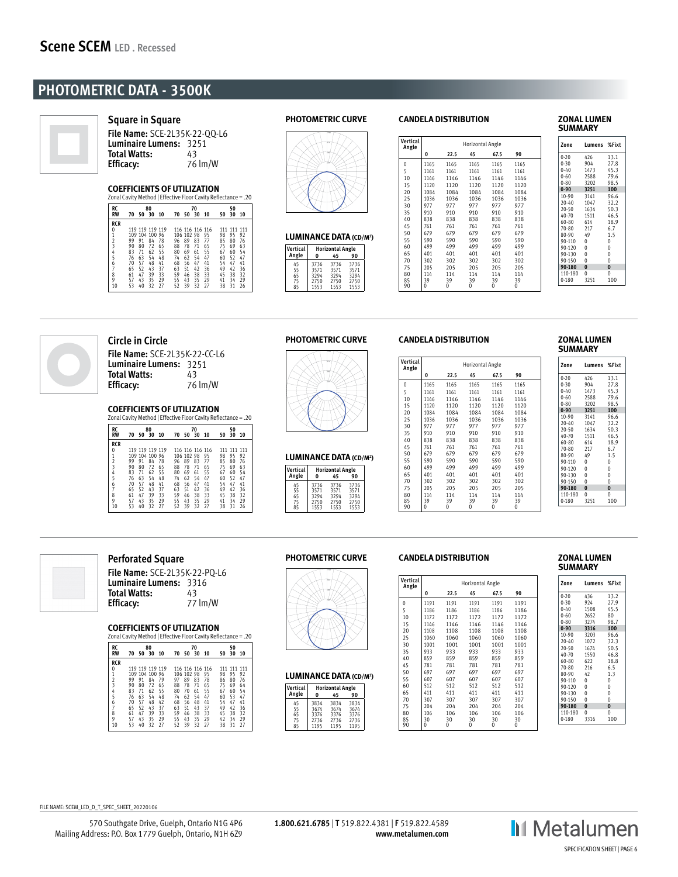# Scene SCEM LED . Recessed

## PHOTOMETRIC DATA - 3500K

### Square in Square

**File Name:** SCE-2L35K-22-QQ-L6
**Luminaire Lumens:** 3251
**Total Watts:** 43
**Efficacy:** 76 lm/W

#### COEFFICIENTS OF UTILIZATION

Zonal Cavity Method | Effective Floor Cavity Reflectance = .20

| RC | 80 | | | | 70 | | | | 50 | | |
|---|---|---|---|---|---|---|---|---|---|---|---|
| RW | 70 | 50 | 30 | 10 | 70 | 50 | 30 | 10 | 50 | 30 | 10 |
| RCR | | | | | | | | | | | |
| 0 | 119 | 119 | 119 | 119 | 116 | 116 | 116 | 116 | 111 | 111 | 111 |
| 1 | 109 | 104 | 100 | 96 | 106 | 102 | 98 | 95 | 98 | 95 | 92 |
| 2 | 99 | 91 | 84 | 78 | 96 | 89 | 83 | 77 | 85 | 80 | 76 |
| 3 | 90 | 80 | 72 | 65 | 88 | 78 | 71 | 65 | 75 | 69 | 63 |
| 4 | 83 | 71 | 62 | 55 | 80 | 69 | 61 | 55 | 67 | 60 | 54 |
| 5 | 76 | 63 | 54 | 48 | 74 | 62 | 54 | 47 | 60 | 52 | 47 |
| 6 | 70 | 57 | 48 | 41 | 68 | 56 | 47 | 41 | 54 | 47 | 41 |
| 7 | 65 | 52 | 43 | 37 | 63 | 51 | 42 | 36 | 49 | 42 | 36 |
| 8 | 61 | 47 | 39 | 33 | 59 | 46 | 38 | 33 | 45 | 38 | 32 |
| 9 | 57 | 43 | 35 | 29 | 55 | 43 | 35 | 29 | 41 | 34 | 29 |
| 10 | 53 | 40 | 32 | 27 | 52 | 39 | 32 | 27 | 38 | 31 | 26 |

#### PHOTOMETRIC CURVE

#### LUMINANCE DATA (CD/M²)

| Vertical Angle | Horizontal Angle 0 | 45 | 90 |
|---|---|---|---|
| 45 | 3736 | 3736 | 3736 |
| 55 | 3571 | 3571 | 3571 |
| 65 | 3294 | 3294 | 3294 |
| 75 | 2750 | 2750 | 2750 |
| 85 | 1553 | 1553 | 1553 |

#### CANDELA DISTRIBUTION

| Vertical Angle | Horizontal Angle 0 | 22.5 | 45 | 67.5 | 90 |
|---|---|---|---|---|---|
| 0 | 1165 | 1165 | 1165 | 1165 | 1165 |
| 5 | 1161 | 1161 | 1161 | 1161 | 1161 |
| 10 | 1146 | 1146 | 1146 | 1146 | 1146 |
| 15 | 1120 | 1120 | 1120 | 1120 | 1120 |
| 20 | 1084 | 1084 | 1084 | 1084 | 1084 |
| 25 | 1036 | 1036 | 1036 | 1036 | 1036 |
| 30 | 977 | 977 | 977 | 977 | 977 |
| 35 | 910 | 910 | 910 | 910 | 910 |
| 40 | 838 | 838 | 838 | 838 | 838 |
| 45 | 761 | 761 | 761 | 761 | 761 |
| 50 | 679 | 679 | 679 | 679 | 679 |
| 55 | 590 | 590 | 590 | 590 | 590 |
| 60 | 499 | 499 | 499 | 499 | 499 |
| 65 | 401 | 401 | 401 | 401 | 401 |
| 70 | 302 | 302 | 302 | 302 | 302 |
| 75 | 205 | 205 | 205 | 205 | 205 |
| 80 | 114 | 114 | 114 | 114 | 114 |
| 85 | 39 | 39 | 39 | 39 | 39 |
| 90 | 0 | 0 | 0 | 0 | 0 |

#### ZONAL LUMEN SUMMARY

| Zone | Lumens | %Fixt |
|---|---|---|
| 0-20 | 426 | 13.1 |
| 0-30 | 904 | 27.8 |
| 0-40 | 1473 | 45.3 |
| 0-60 | 2588 | 79.6 |
| 0-80 | 3202 | 98.5 |
| **0-90** | **3251** | **100** |
| 10-90 | 3141 | 96.6 |
| 20-40 | 1047 | 32.2 |
| 20-50 | 1634 | 50.3 |
| 40-70 | 1511 | 46.5 |
| 60-80 | 614 | 18.9 |
| 70-80 | 217 | 6.7 |
| 80-90 | 49 | 1.5 |
| 90-110 | 0 | 0 |
| 90-120 | 0 | 0 |
| 90-130 | 0 | 0 |
| 90-150 | 0 | 0 |
| **90-180** | **0** | **0** |
| 110-180 | 0 | 0 |
| 0-180 | 3251 | 100 |

---

### Circle in Circle

**File Name:** SCE-2L35K-22-CC-L6
**Luminaire Lumens:** 3251
**Total Watts:** 43
**Efficacy:** 76 lm/W

#### COEFFICIENTS OF UTILIZATION

Zonal Cavity Method | Effective Floor Cavity Reflectance = .20

| RC | 80 | | | | 70 | | | | 50 | | |
|---|---|---|---|---|---|---|---|---|---|---|---|
| RW | 70 | 50 | 30 | 10 | 70 | 50 | 30 | 10 | 50 | 30 | 10 |
| RCR | | | | | | | | | | | |
| 0 | 119 | 119 | 119 | 119 | 116 | 116 | 116 | 116 | 111 | 111 | 111 |
| 1 | 109 | 104 | 100 | 96 | 106 | 102 | 98 | 95 | 98 | 95 | 92 |
| 2 | 99 | 91 | 84 | 78 | 96 | 89 | 83 | 77 | 85 | 80 | 76 |
| 3 | 90 | 80 | 72 | 65 | 88 | 78 | 71 | 65 | 75 | 69 | 63 |
| 4 | 83 | 71 | 62 | 55 | 80 | 69 | 61 | 55 | 67 | 60 | 54 |
| 5 | 76 | 63 | 54 | 48 | 74 | 62 | 54 | 47 | 60 | 52 | 47 |
| 6 | 70 | 57 | 48 | 41 | 68 | 56 | 47 | 41 | 54 | 47 | 41 |
| 7 | 65 | 52 | 43 | 37 | 63 | 51 | 42 | 36 | 49 | 42 | 36 |
| 8 | 61 | 47 | 39 | 33 | 59 | 46 | 38 | 33 | 45 | 38 | 32 |
| 9 | 57 | 43 | 35 | 29 | 55 | 43 | 35 | 29 | 41 | 34 | 29 |
| 10 | 53 | 40 | 32 | 27 | 52 | 39 | 32 | 27 | 38 | 31 | 26 |

#### PHOTOMETRIC CURVE

#### LUMINANCE DATA (CD/M²)

| Vertical Angle | Horizontal Angle 0 | 45 | 90 |
|---|---|---|---|
| 45 | 3736 | 3736 | 3736 |
| 55 | 3571 | 3571 | 3571 |
| 65 | 3294 | 3294 | 3294 |
| 75 | 2750 | 2750 | 2750 |
| 85 | 1553 | 1553 | 1553 |

#### CANDELA DISTRIBUTION

| Vertical Angle | Horizontal Angle 0 | 22.5 | 45 | 67.5 | 90 |
|---|---|---|---|---|---|
| 0 | 1165 | 1165 | 1165 | 1165 | 1165 |
| 5 | 1161 | 1161 | 1161 | 1161 | 1161 |
| 10 | 1146 | 1146 | 1146 | 1146 | 1146 |
| 15 | 1120 | 1120 | 1120 | 1120 | 1120 |
| 20 | 1084 | 1084 | 1084 | 1084 | 1084 |
| 25 | 1036 | 1036 | 1036 | 1036 | 1036 |
| 30 | 977 | 977 | 977 | 977 | 977 |
| 35 | 910 | 910 | 910 | 910 | 910 |
| 40 | 838 | 838 | 838 | 838 | 838 |
| 45 | 761 | 761 | 761 | 761 | 761 |
| 50 | 679 | 679 | 679 | 679 | 679 |
| 55 | 590 | 590 | 590 | 590 | 590 |
| 60 | 499 | 499 | 499 | 499 | 499 |
| 65 | 401 | 401 | 401 | 401 | 401 |
| 70 | 302 | 302 | 302 | 302 | 302 |
| 75 | 205 | 205 | 205 | 205 | 205 |
| 80 | 114 | 114 | 114 | 114 | 114 |
| 85 | 39 | 39 | 39 | 39 | 39 |
| 90 | 0 | 0 | 0 | 0 | 0 |

#### ZONAL LUMEN SUMMARY

| Zone | Lumens | %Fixt |
|---|---|---|
| 0-20 | 426 | 13.1 |
| 0-30 | 904 | 27.8 |
| 0-40 | 1473 | 45.3 |
| 0-60 | 2588 | 79.6 |
| 0-80 | 3202 | 98.5 |
| **0-90** | **3251** | **100** |
| 10-90 | 3141 | 96.6 |
| 20-40 | 1047 | 32.2 |
| 20-50 | 1634 | 50.3 |
| 40-70 | 1511 | 46.5 |
| 60-80 | 614 | 18.9 |
| 70-80 | 217 | 6.7 |
| 80-90 | 49 | 1.5 |
| 90-110 | 0 | 0 |
| 90-120 | 0 | 0 |
| 90-130 | 0 | 0 |
| 90-150 | 0 | 0 |
| **90-180** | **0** | **0** |
| 110-180 | 0 | 0 |
| 0-180 | 3251 | 100 |

---

### Perforated Square

**File Name:** SCE-2L35K-22-PQ-L6
**Luminaire Lumens:** 3316
**Total Watts:** 43
**Efficacy:** 77 lm/W

#### COEFFICIENTS OF UTILIZATION

Zonal Cavity Method | Effective Floor Cavity Reflectance = .20

| RC | 80 | | | | 70 | | | | 50 | | |
|---|---|---|---|---|---|---|---|---|---|---|---|
| RW | 70 | 50 | 30 | 10 | 70 | 50 | 30 | 10 | 50 | 30 | 10 |
| RCR | | | | | | | | | | | |
| 0 | 119 | 119 | 119 | 119 | 116 | 116 | 116 | 116 | 111 | 111 | 111 |
| 1 | 109 | 104 | 100 | 96 | 106 | 102 | 98 | 95 | 98 | 95 | 92 |
| 2 | 99 | 91 | 84 | 79 | 97 | 89 | 83 | 78 | 86 | 80 | 76 |
| 3 | 90 | 80 | 72 | 65 | 88 | 78 | 71 | 65 | 75 | 69 | 64 |
| 4 | 83 | 71 | 62 | 55 | 80 | 70 | 61 | 55 | 67 | 60 | 54 |
| 5 | 76 | 63 | 54 | 48 | 74 | 62 | 54 | 47 | 60 | 53 | 47 |
| 6 | 70 | 57 | 48 | 42 | 68 | 56 | 48 | 41 | 54 | 47 | 41 |
| 7 | 65 | 52 | 43 | 37 | 63 | 51 | 43 | 37 | 49 | 42 | 36 |
| 8 | 61 | 47 | 39 | 33 | 59 | 46 | 38 | 33 | 45 | 38 | 32 |
| 9 | 57 | 43 | 35 | 29 | 55 | 43 | 35 | 29 | 42 | 34 | 29 |
| 10 | 53 | 40 | 32 | 27 | 52 | 39 | 32 | 27 | 38 | 31 | 27 |

#### PHOTOMETRIC CURVE

#### LUMINANCE DATA (CD/M²)

| Vertical Angle | Horizontal Angle 0 | 45 | 90 |
|---|---|---|---|
| 45 | 3834 | 3834 | 3834 |
| 55 | 3674 | 3674 | 3674 |
| 65 | 3376 | 3376 | 3376 |
| 75 | 2736 | 2736 | 2736 |
| 85 | 1195 | 1195 | 1195 |

#### CANDELA DISTRIBUTION

| Vertical Angle | Horizontal Angle 0 | 22.5 | 45 | 67.5 | 90 |
|---|---|---|---|---|---|
| 0 | 1191 | 1191 | 1191 | 1191 | 1191 |
| 5 | 1186 | 1186 | 1186 | 1186 | 1186 |
| 10 | 1172 | 1172 | 1172 | 1172 | 1172 |
| 15 | 1146 | 1146 | 1146 | 1146 | 1146 |
| 20 | 1108 | 1108 | 1108 | 1108 | 1108 |
| 25 | 1060 | 1060 | 1060 | 1060 | 1060 |
| 30 | 1001 | 1001 | 1001 | 1001 | 1001 |
| 35 | 933 | 933 | 933 | 933 | 933 |
| 40 | 859 | 859 | 859 | 859 | 859 |
| 45 | 781 | 781 | 781 | 781 | 781 |
| 50 | 697 | 697 | 697 | 697 | 697 |
| 55 | 607 | 607 | 607 | 607 | 607 |
| 60 | 512 | 512 | 512 | 512 | 512 |
| 65 | 411 | 411 | 411 | 411 | 411 |
| 70 | 307 | 307 | 307 | 307 | 307 |
| 75 | 204 | 204 | 204 | 204 | 204 |
| 80 | 106 | 106 | 106 | 106 | 106 |
| 85 | 30 | 30 | 30 | 30 | 30 |
| 90 | 0 | 0 | 0 | 0 | 0 |

#### ZONAL LUMEN SUMMARY

| Zone | Lumens | %Fixt |
|---|---|---|
| 0-20 | 436 | 13.2 |
| 0-30 | 924 | 27.9 |
| 0-40 | 1508 | 45.5 |
| 0-60 | 2652 | 80 |
| 0-80 | 3274 | 98.7 |
| **0-90** | **3316** | **100** |
| 10-90 | 3203 | 96.6 |
| 20-40 | 1072 | 32.3 |
| 20-50 | 1674 | 50.5 |
| 40-70 | 1550 | 46.8 |
| 60-80 | 622 | 18.8 |
| 70-80 | 216 | 6.5 |
| 80-90 | 42 | 1.3 |
| 90-110 | 0 | 0 |
| 90-120 | 0 | 0 |
| 90-130 | 0 | 0 |
| 90-150 | 0 | 0 |
| **90-180** | **0** | **0** |
| 110-180 | 0 | 0 |
| 0-180 | 3316 | 100 |

FILE NAME: SCEM_LED_D_T_SPEC_SHEET_20220106

570 Southgate Drive, Guelph, Ontario N1G 4P6
Mailing Address: P.O. Box 1779 Guelph, Ontario, N1H 6Z9

**1.800.621.6785** | **T** 519.822.4381 | **F** 519.822.4589
**www.metalumen.com**

Metalumen

SPECIFICATION SHEET | PAGE 6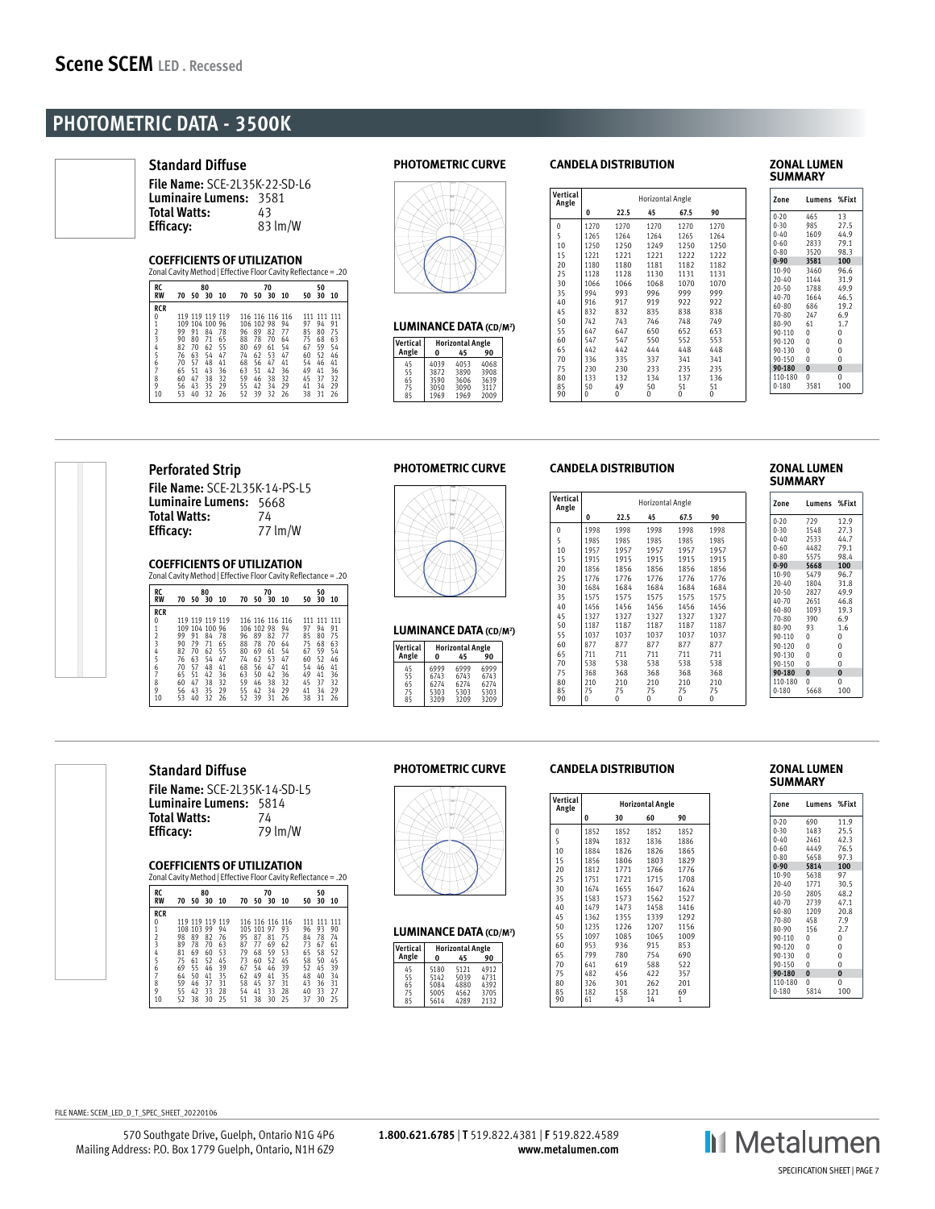# Scene SCEM LED . Recessed

## PHOTOMETRIC DATA - 3500K

### Standard Diffuse

**File Name:** SCE-2L35K-22-SD-L6
**Luminaire Lumens:** 3581
**Total Watts:** 43
**Efficacy:** 83 lm/W

#### COEFFICIENTS OF UTILIZATION

Zonal Cavity Method | Effective Floor Cavity Reflectance = .20

| RC | 80 | | | | 70 | | | | 50 | | |
|---|---|---|---|---|---|---|---|---|---|---|---|
| RW | 70 | 50 | 30 | 10 | 70 | 50 | 30 | 10 | 50 | 30 | 10 |
| RCR | | | | | | | | | | | |
| 0 | 119 | 119 | 119 | 119 | 116 | 116 | 116 | 116 | 111 | 111 | 111 |
| 1 | 109 | 104 | 100 | 96 | 106 | 102 | 98 | 94 | 97 | 94 | 91 |
| 2 | 99 | 91 | 84 | 78 | 96 | 89 | 82 | 77 | 85 | 80 | 75 |
| 3 | 90 | 80 | 71 | 65 | 88 | 78 | 70 | 64 | 75 | 68 | 63 |
| 4 | 82 | 70 | 62 | 55 | 80 | 69 | 61 | 54 | 67 | 59 | 54 |
| 5 | 76 | 63 | 54 | 47 | 74 | 62 | 53 | 47 | 60 | 52 | 46 |
| 6 | 70 | 57 | 48 | 41 | 68 | 56 | 47 | 41 | 54 | 46 | 41 |
| 7 | 65 | 51 | 43 | 36 | 63 | 51 | 42 | 36 | 49 | 41 | 36 |
| 8 | 60 | 47 | 38 | 32 | 59 | 46 | 38 | 32 | 45 | 37 | 32 |
| 9 | 56 | 43 | 35 | 29 | 55 | 42 | 34 | 29 | 41 | 34 | 29 |
| 10 | 53 | 40 | 32 | 26 | 52 | 39 | 32 | 26 | 38 | 31 | 26 |

#### PHOTOMETRIC CURVE

#### LUMINANCE DATA (CD/M²)

| Vertical Angle | Horizontal Angle | | |
|---|---|---|---|
| | 0 | 45 | 90 |
| 45 | 4039 | 4053 | 4068 |
| 55 | 3872 | 3890 | 3908 |
| 65 | 3590 | 3606 | 3639 |
| 75 | 3050 | 3090 | 3117 |
| 85 | 1969 | 1969 | 2009 |

#### CANDELA DISTRIBUTION

| Vertical Angle | Horizontal Angle | | | | |
|---|---|---|---|---|---|
| | 0 | 22.5 | 45 | 67.5 | 90 |
| 0 | 1270 | 1270 | 1270 | 1270 | 1270 |
| 5 | 1265 | 1264 | 1264 | 1265 | 1264 |
| 10 | 1250 | 1250 | 1249 | 1250 | 1250 |
| 15 | 1221 | 1221 | 1221 | 1222 | 1222 |
| 20 | 1180 | 1180 | 1181 | 1182 | 1182 |
| 25 | 1128 | 1128 | 1130 | 1131 | 1131 |
| 30 | 1066 | 1066 | 1068 | 1070 | 1070 |
| 35 | 994 | 993 | 996 | 999 | 999 |
| 40 | 916 | 917 | 919 | 922 | 922 |
| 45 | 832 | 832 | 835 | 838 | 838 |
| 50 | 742 | 743 | 746 | 748 | 749 |
| 55 | 647 | 647 | 650 | 652 | 653 |
| 60 | 547 | 547 | 550 | 552 | 553 |
| 65 | 442 | 442 | 444 | 448 | 448 |
| 70 | 336 | 335 | 337 | 341 | 341 |
| 75 | 230 | 230 | 233 | 235 | 235 |
| 80 | 133 | 132 | 134 | 137 | 136 |
| 85 | 50 | 49 | 50 | 51 | 51 |
| 90 | 0 | 0 | 0 | 0 | 0 |

#### ZONAL LUMEN SUMMARY

| Zone | Lumens | %Fixt |
|---|---|---|
| 0-20 | 465 | 13 |
| 0-30 | 985 | 27.5 |
| 0-40 | 1609 | 44.9 |
| 0-60 | 2833 | 79.1 |
| 0-80 | 3520 | 98.3 |
| **0-90** | **3581** | **100** |
| 10-90 | 3460 | 96.6 |
| 20-40 | 1144 | 31.9 |
| 20-50 | 1788 | 49.9 |
| 40-70 | 1664 | 46.5 |
| 60-80 | 686 | 19.2 |
| 70-80 | 247 | 6.9 |
| 80-90 | 61 | 1.7 |
| 90-110 | 0 | 0 |
| 90-120 | 0 | 0 |
| 90-130 | 0 | 0 |
| 90-150 | 0 | 0 |
| **90-180** | **0** | **0** |
| 110-180 | 0 | 0 |
| 0-180 | 3581 | 100 |

### Perforated Strip

**File Name:** SCE-2L35K-14-PS-L5
**Luminaire Lumens:** 5668
**Total Watts:** 74
**Efficacy:** 77 lm/W

#### COEFFICIENTS OF UTILIZATION

Zonal Cavity Method | Effective Floor Cavity Reflectance = .20

| RC | 80 | | | | 70 | | | | 50 | | |
|---|---|---|---|---|---|---|---|---|---|---|---|
| RW | 70 | 50 | 30 | 10 | 70 | 50 | 30 | 10 | 50 | 30 | 10 |
| RCR | | | | | | | | | | | |
| 0 | 119 | 119 | 119 | 119 | 116 | 116 | 116 | 116 | 111 | 111 | 111 |
| 1 | 109 | 104 | 100 | 96 | 106 | 102 | 98 | 94 | 97 | 94 | 91 |
| 2 | 99 | 91 | 84 | 78 | 96 | 89 | 82 | 77 | 85 | 80 | 75 |
| 3 | 90 | 79 | 71 | 65 | 88 | 78 | 70 | 64 | 75 | 68 | 63 |
| 4 | 82 | 70 | 62 | 55 | 80 | 69 | 61 | 54 | 67 | 59 | 54 |
| 5 | 76 | 63 | 54 | 47 | 74 | 62 | 53 | 47 | 60 | 52 | 46 |
| 6 | 70 | 57 | 48 | 41 | 68 | 56 | 47 | 41 | 54 | 46 | 41 |
| 7 | 65 | 51 | 42 | 36 | 63 | 50 | 42 | 36 | 49 | 41 | 36 |
| 8 | 60 | 47 | 38 | 32 | 59 | 46 | 38 | 32 | 45 | 37 | 32 |
| 9 | 56 | 43 | 35 | 29 | 55 | 42 | 34 | 29 | 41 | 34 | 29 |
| 10 | 53 | 40 | 32 | 26 | 52 | 39 | 31 | 26 | 38 | 31 | 26 |

#### PHOTOMETRIC CURVE

#### LUMINANCE DATA (CD/M²)

| Vertical Angle | Horizontal Angle | | |
|---|---|---|---|
| | 0 | 45 | 90 |
| 45 | 6999 | 6999 | 6999 |
| 55 | 6743 | 6743 | 6743 |
| 65 | 6274 | 6274 | 6274 |
| 75 | 5303 | 5303 | 5303 |
| 85 | 3209 | 3209 | 3209 |

#### CANDELA DISTRIBUTION

| Vertical Angle | Horizontal Angle | | | | |
|---|---|---|---|---|---|
| | 0 | 22.5 | 45 | 67.5 | 90 |
| 0 | 1998 | 1998 | 1998 | 1998 | 1998 |
| 5 | 1985 | 1985 | 1985 | 1985 | 1985 |
| 10 | 1957 | 1957 | 1957 | 1957 | 1957 |
| 15 | 1915 | 1915 | 1915 | 1915 | 1915 |
| 20 | 1856 | 1856 | 1856 | 1856 | 1856 |
| 25 | 1776 | 1776 | 1776 | 1776 | 1776 |
| 30 | 1684 | 1684 | 1684 | 1684 | 1684 |
| 35 | 1575 | 1575 | 1575 | 1575 | 1575 |
| 40 | 1456 | 1456 | 1456 | 1456 | 1456 |
| 45 | 1327 | 1327 | 1327 | 1327 | 1327 |
| 50 | 1187 | 1187 | 1187 | 1187 | 1187 |
| 55 | 1037 | 1037 | 1037 | 1037 | 1037 |
| 60 | 877 | 877 | 877 | 877 | 877 |
| 65 | 711 | 711 | 711 | 711 | 711 |
| 70 | 538 | 538 | 538 | 538 | 538 |
| 75 | 368 | 368 | 368 | 368 | 368 |
| 80 | 210 | 210 | 210 | 210 | 210 |
| 85 | 75 | 75 | 75 | 75 | 75 |
| 90 | 0 | 0 | 0 | 0 | 0 |

#### ZONAL LUMEN SUMMARY

| Zone | Lumens | %Fixt |
|---|---|---|
| 0-20 | 729 | 12.9 |
| 0-30 | 1548 | 27.3 |
| 0-40 | 2533 | 44.7 |
| 0-60 | 4482 | 79.1 |
| 0-80 | 5575 | 98.4 |
| **0-90** | **5668** | **100** |
| 10-90 | 5479 | 96.7 |
| 20-40 | 1804 | 31.8 |
| 20-50 | 2827 | 49.9 |
| 40-70 | 2651 | 46.8 |
| 60-80 | 1093 | 19.3 |
| 70-80 | 390 | 6.9 |
| 80-90 | 93 | 1.6 |
| 90-110 | 0 | 0 |
| 90-120 | 0 | 0 |
| 90-130 | 0 | 0 |
| 90-150 | 0 | 0 |
| **90-180** | **0** | **0** |
| 110-180 | 0 | 0 |
| 0-180 | 5668 | 100 |

### Standard Diffuse

**File Name:** SCE-2L35K-14-SD-L5
**Luminaire Lumens:** 5814
**Total Watts:** 74
**Efficacy:** 79 lm/W

#### COEFFICIENTS OF UTILIZATION

Zonal Cavity Method | Effective Floor Cavity Reflectance = .20

| RC | 80 | | | | 70 | | | | 50 | | |
|---|---|---|---|---|---|---|---|---|---|---|---|
| RW | 70 | 50 | 30 | 10 | 70 | 50 | 30 | 10 | 50 | 30 | 10 |
| RCR | | | | | | | | | | | |
| 0 | 119 | 119 | 119 | 119 | 116 | 116 | 116 | 116 | 111 | 111 | 111 |
| 1 | 108 | 103 | 99 | 94 | 105 | 101 | 97 | 93 | 96 | 93 | 90 |
| 2 | 98 | 89 | 82 | 76 | 95 | 87 | 81 | 75 | 84 | 78 | 74 |
| 3 | 89 | 78 | 70 | 63 | 87 | 77 | 69 | 62 | 73 | 67 | 61 |
| 4 | 81 | 69 | 60 | 53 | 79 | 68 | 59 | 53 | 65 | 58 | 52 |
| 5 | 75 | 61 | 52 | 45 | 73 | 60 | 52 | 45 | 58 | 50 | 45 |
| 6 | 69 | 55 | 46 | 39 | 67 | 54 | 46 | 39 | 52 | 45 | 39 |
| 7 | 64 | 50 | 41 | 35 | 62 | 49 | 41 | 35 | 48 | 40 | 34 |
| 8 | 59 | 46 | 37 | 31 | 58 | 45 | 37 | 31 | 43 | 36 | 31 |
| 9 | 55 | 42 | 33 | 28 | 54 | 41 | 33 | 28 | 40 | 33 | 27 |
| 10 | 52 | 38 | 30 | 25 | 51 | 38 | 30 | 25 | 37 | 30 | 25 |

#### PHOTOMETRIC CURVE

#### LUMINANCE DATA (CD/M²)

| Vertical Angle | Horizontal Angle | | |
|---|---|---|---|
| | 0 | 45 | 90 |
| 45 | 5180 | 5121 | 4912 |
| 55 | 5142 | 5039 | 4731 |
| 65 | 5084 | 4880 | 4392 |
| 75 | 5005 | 4562 | 3705 |
| 85 | 5614 | 4289 | 2132 |

#### CANDELA DISTRIBUTION

| Vertical Angle | Horizontal Angle | | | |
|---|---|---|---|---|
| | 0 | 30 | 60 | 90 |
| 0 | 1852 | 1852 | 1852 | 1852 |
| 5 | 1894 | 1832 | 1836 | 1886 |
| 10 | 1884 | 1826 | 1826 | 1865 |
| 15 | 1856 | 1806 | 1803 | 1829 |
| 20 | 1812 | 1771 | 1766 | 1776 |
| 25 | 1751 | 1721 | 1715 | 1708 |
| 30 | 1674 | 1655 | 1647 | 1624 |
| 35 | 1583 | 1573 | 1562 | 1527 |
| 40 | 1479 | 1473 | 1458 | 1416 |
| 45 | 1362 | 1355 | 1339 | 1292 |
| 50 | 1235 | 1226 | 1207 | 1156 |
| 55 | 1097 | 1085 | 1065 | 1009 |
| 60 | 953 | 936 | 915 | 853 |
| 65 | 799 | 780 | 754 | 690 |
| 70 | 641 | 619 | 588 | 522 |
| 75 | 482 | 456 | 422 | 357 |
| 80 | 326 | 301 | 262 | 201 |
| 85 | 182 | 158 | 121 | 69 |
| 90 | 61 | 43 | 14 | 1 |

#### ZONAL LUMEN SUMMARY

| Zone | Lumens | %Fixt |
|---|---|---|
| 0-20 | 690 | 11.9 |
| 0-30 | 1483 | 25.5 |
| 0-40 | 2461 | 42.3 |
| 0-60 | 4449 | 76.5 |
| 0-80 | 5658 | 97.3 |
| **0-90** | **5814** | **100** |
| 10-90 | 5638 | 97 |
| 20-40 | 1771 | 30.5 |
| 20-50 | 2805 | 48.2 |
| 40-70 | 2739 | 47.1 |
| 60-80 | 1209 | 20.8 |
| 70-80 | 458 | 7.9 |
| 80-90 | 156 | 2.7 |
| 90-110 | 0 | 0 |
| 90-120 | 0 | 0 |
| 90-130 | 0 | 0 |
| 90-150 | 0 | 0 |
| **90-180** | **0** | **0** |
| 110-180 | 0 | 0 |
| 0-180 | 5814 | 100 |

FILE NAME: SCEM_LED_D_T_SPEC_SHEET_20220106

570 Southgate Drive, Guelph, Ontario N1G 4P6
Mailing Address: P.O. Box 1179 Guelph, Ontario, N1H 6Z9

**1.800.621.6785** | **T** 519.822.4381 | **F** 519.822.4589
**www.metalumen.com**

Metalumen

SPECIFICATION SHEET | PAGE 7